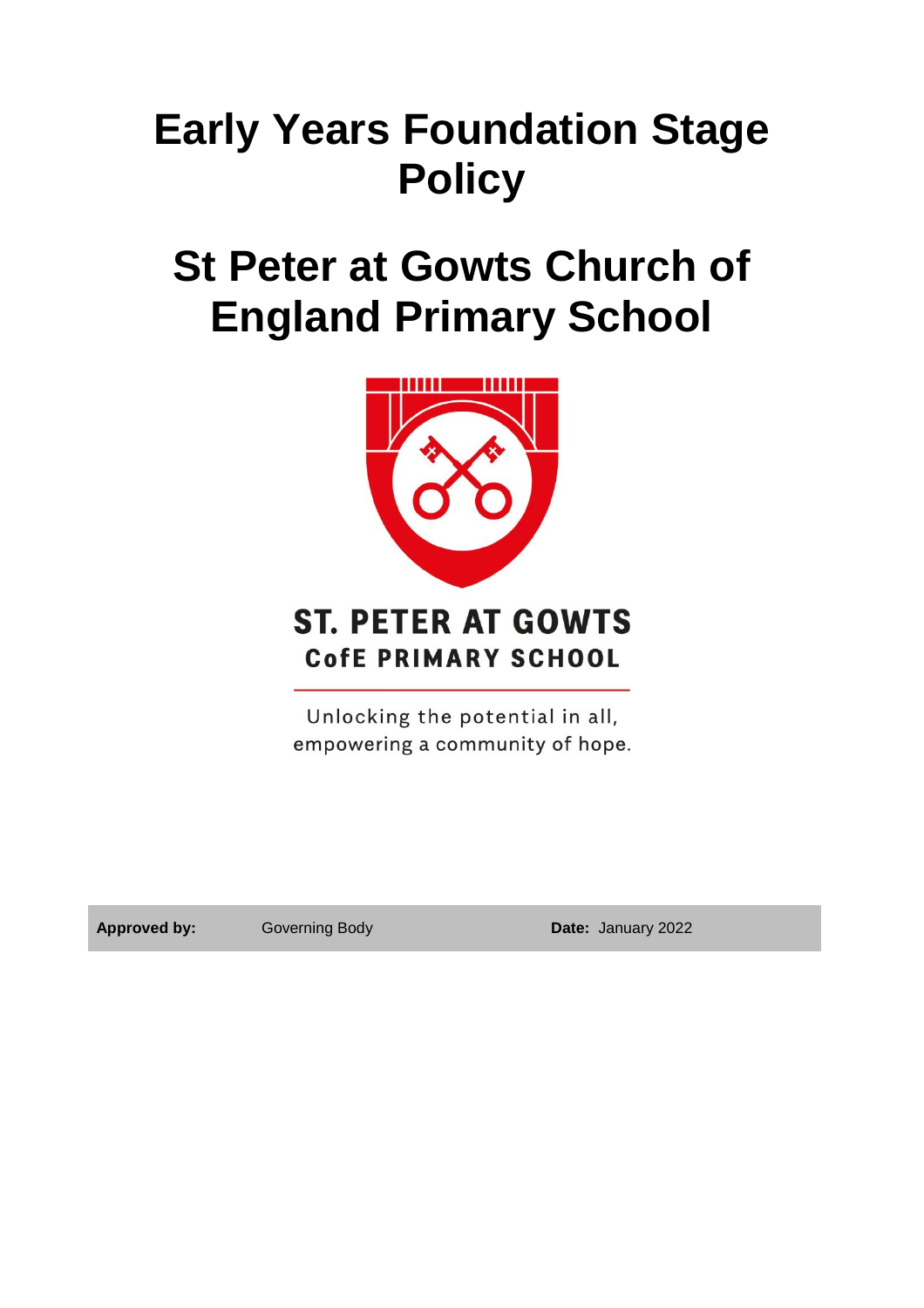# Early Years Foundation Stage Policy

# St Peter at Gowts Church of England Primary School

ST. PETER AT GOWTS
CofE PRIMARY SCHOOL

Unlocking the potential in all,
empowering a community of hope.

| **Approved by:** | Governing Body | **Date:** January 2022 |
| --- | --- | --- |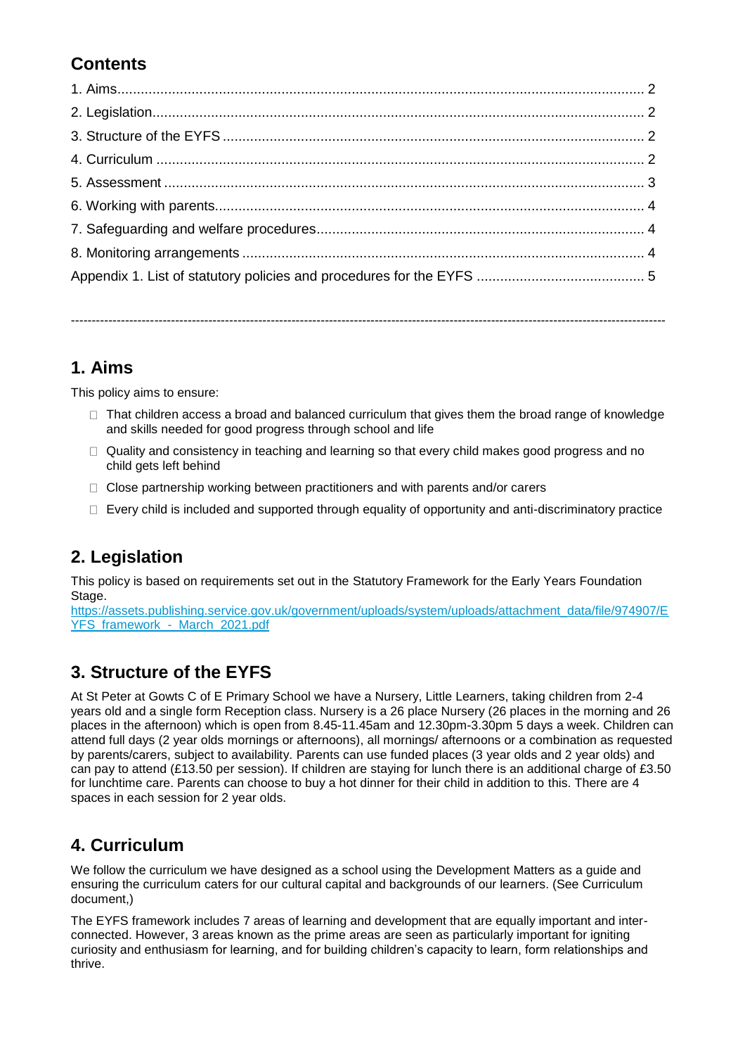## Contents

1. Aims ........ 2
2. Legislation ........ 2
3. Structure of the EYFS ........ 2
4. Curriculum ........ 2
5. Assessment ........ 3
6. Working with parents ........ 4
7. Safeguarding and welfare procedures ........ 4
8. Monitoring arrangements ........ 4
Appendix 1. List of statutory policies and procedures for the EYFS ........ 5

---

## 1. Aims

This policy aims to ensure:

- That children access a broad and balanced curriculum that gives them the broad range of knowledge and skills needed for good progress through school and life
- Quality and consistency in teaching and learning so that every child makes good progress and no child gets left behind
- Close partnership working between practitioners and with parents and/or carers
- Every child is included and supported through equality of opportunity and anti-discriminatory practice

## 2. Legislation

This policy is based on requirements set out in the Statutory Framework for the Early Years Foundation Stage.
[https://assets.publishing.service.gov.uk/government/uploads/system/uploads/attachment_data/file/974907/EYFS_framework_-_March_2021.pdf](https://assets.publishing.service.gov.uk/government/uploads/system/uploads/attachment_data/file/974907/EYFS_framework_-_March_2021.pdf)

## 3. Structure of the EYFS

At St Peter at Gowts C of E Primary School we have a Nursery, Little Learners, taking children from 2-4 years old and a single form Reception class. Nursery is a 26 place Nursery (26 places in the morning and 26 places in the afternoon) which is open from 8.45-11.45am and 12.30pm-3.30pm 5 days a week. Children can attend full days (2 year olds mornings or afternoons), all mornings/ afternoons or a combination as requested by parents/carers, subject to availability. Parents can use funded places (3 year olds and 2 year olds) and can pay to attend (£13.50 per session). If children are staying for lunch there is an additional charge of £3.50 for lunchtime care. Parents can choose to buy a hot dinner for their child in addition to this. There are 4 spaces in each session for 2 year olds.

## 4. Curriculum

We follow the curriculum we have designed as a school using the Development Matters as a guide and ensuring the curriculum caters for our cultural capital and backgrounds of our learners. (See Curriculum document,)

The EYFS framework includes 7 areas of learning and development that are equally important and inter-connected. However, 3 areas known as the prime areas are seen as particularly important for igniting curiosity and enthusiasm for learning, and for building children's capacity to learn, form relationships and thrive.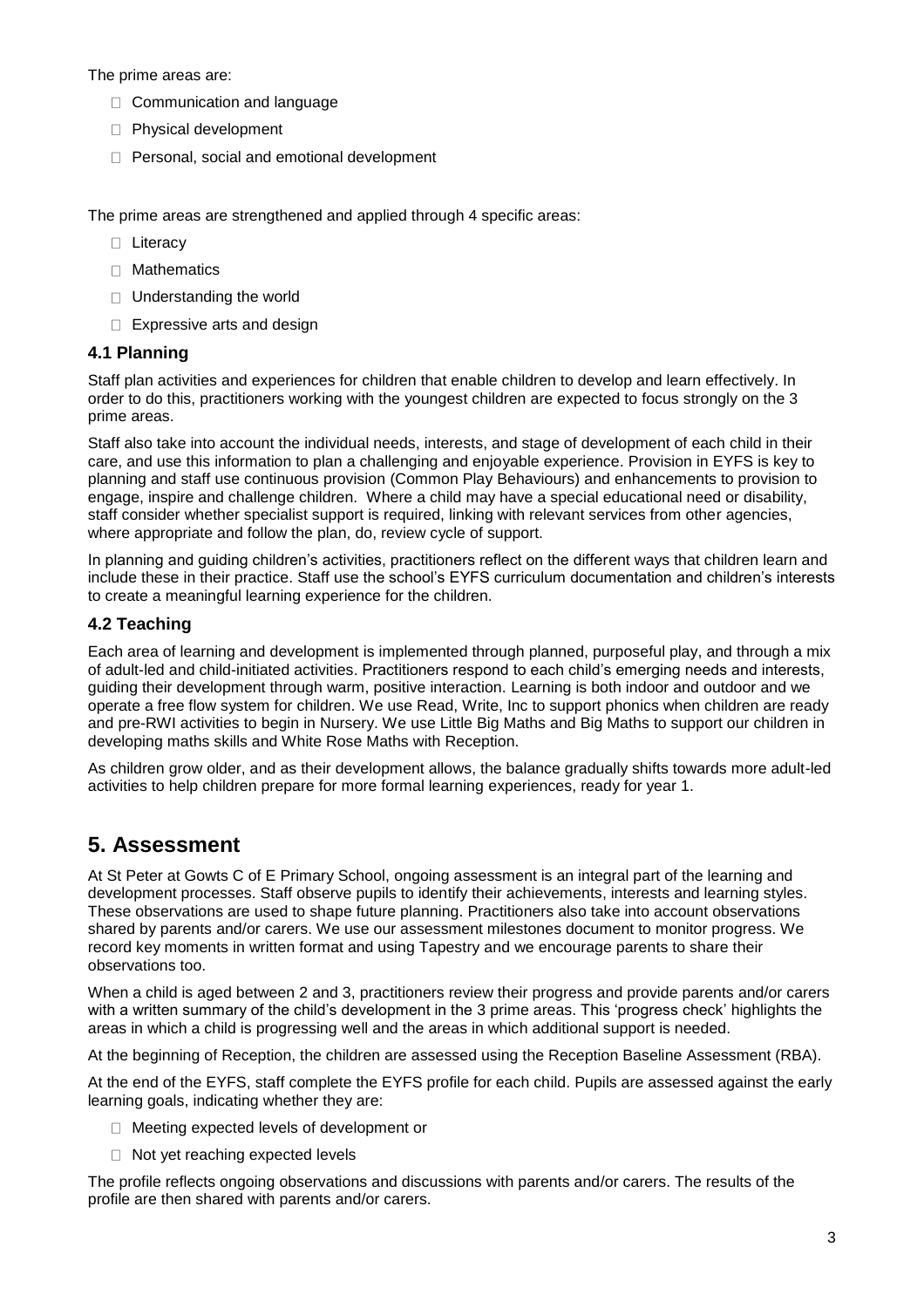The prime areas are:

- Communication and language
- Physical development
- Personal, social and emotional development

The prime areas are strengthened and applied through 4 specific areas:

- Literacy
- Mathematics
- Understanding the world
- Expressive arts and design

### 4.1 Planning

Staff plan activities and experiences for children that enable children to develop and learn effectively. In order to do this, practitioners working with the youngest children are expected to focus strongly on the 3 prime areas.

Staff also take into account the individual needs, interests, and stage of development of each child in their care, and use this information to plan a challenging and enjoyable experience. Provision in EYFS is key to planning and staff use continuous provision (Common Play Behaviours) and enhancements to provision to engage, inspire and challenge children. Where a child may have a special educational need or disability, staff consider whether specialist support is required, linking with relevant services from other agencies, where appropriate and follow the plan, do, review cycle of support.

In planning and guiding children's activities, practitioners reflect on the different ways that children learn and include these in their practice. Staff use the school's EYFS curriculum documentation and children's interests to create a meaningful learning experience for the children.

### 4.2 Teaching

Each area of learning and development is implemented through planned, purposeful play, and through a mix of adult-led and child-initiated activities. Practitioners respond to each child's emerging needs and interests, guiding their development through warm, positive interaction. Learning is both indoor and outdoor and we operate a free flow system for children. We use Read, Write, Inc to support phonics when children are ready and pre-RWI activities to begin in Nursery. We use Little Big Maths and Big Maths to support our children in developing maths skills and White Rose Maths with Reception.

As children grow older, and as their development allows, the balance gradually shifts towards more adult-led activities to help children prepare for more formal learning experiences, ready for year 1.

## 5. Assessment

At St Peter at Gowts C of E Primary School, ongoing assessment is an integral part of the learning and development processes. Staff observe pupils to identify their achievements, interests and learning styles. These observations are used to shape future planning. Practitioners also take into account observations shared by parents and/or carers. We use our assessment milestones document to monitor progress. We record key moments in written format and using Tapestry and we encourage parents to share their observations too.

When a child is aged between 2 and 3, practitioners review their progress and provide parents and/or carers with a written summary of the child's development in the 3 prime areas. This 'progress check' highlights the areas in which a child is progressing well and the areas in which additional support is needed.

At the beginning of Reception, the children are assessed using the Reception Baseline Assessment (RBA).

At the end of the EYFS, staff complete the EYFS profile for each child. Pupils are assessed against the early learning goals, indicating whether they are:

- Meeting expected levels of development or
- Not yet reaching expected levels

The profile reflects ongoing observations and discussions with parents and/or carers. The results of the profile are then shared with parents and/or carers.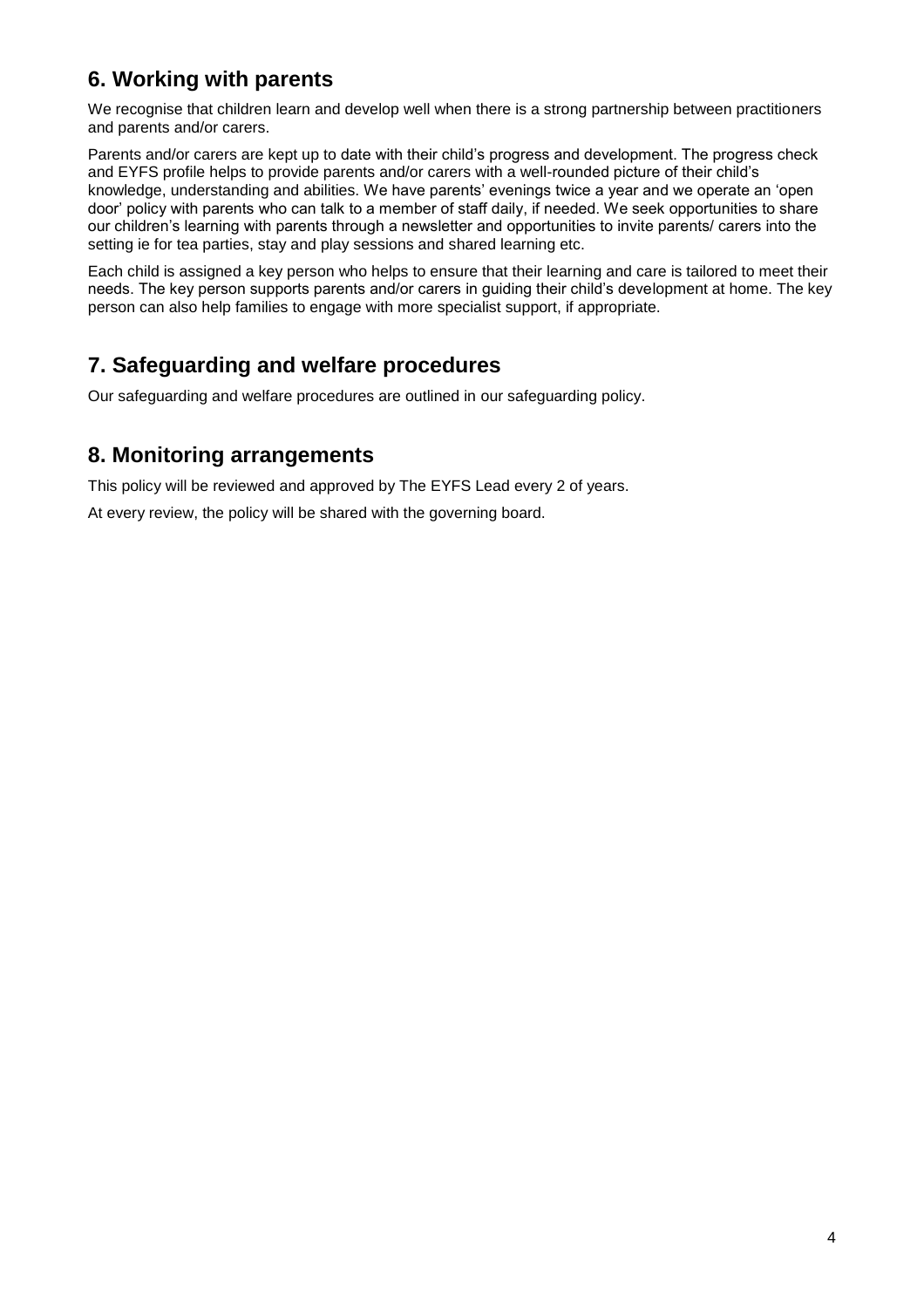## 6. Working with parents

We recognise that children learn and develop well when there is a strong partnership between practitioners and parents and/or carers.

Parents and/or carers are kept up to date with their child's progress and development. The progress check and EYFS profile helps to provide parents and/or carers with a well-rounded picture of their child's knowledge, understanding and abilities. We have parents' evenings twice a year and we operate an 'open door' policy with parents who can talk to a member of staff daily, if needed. We seek opportunities to share our children's learning with parents through a newsletter and opportunities to invite parents/ carers into the setting ie for tea parties, stay and play sessions and shared learning etc.

Each child is assigned a key person who helps to ensure that their learning and care is tailored to meet their needs. The key person supports parents and/or carers in guiding their child's development at home. The key person can also help families to engage with more specialist support, if appropriate.

## 7. Safeguarding and welfare procedures

Our safeguarding and welfare procedures are outlined in our safeguarding policy.

## 8. Monitoring arrangements

This policy will be reviewed and approved by The EYFS Lead every 2 of years.

At every review, the policy will be shared with the governing board.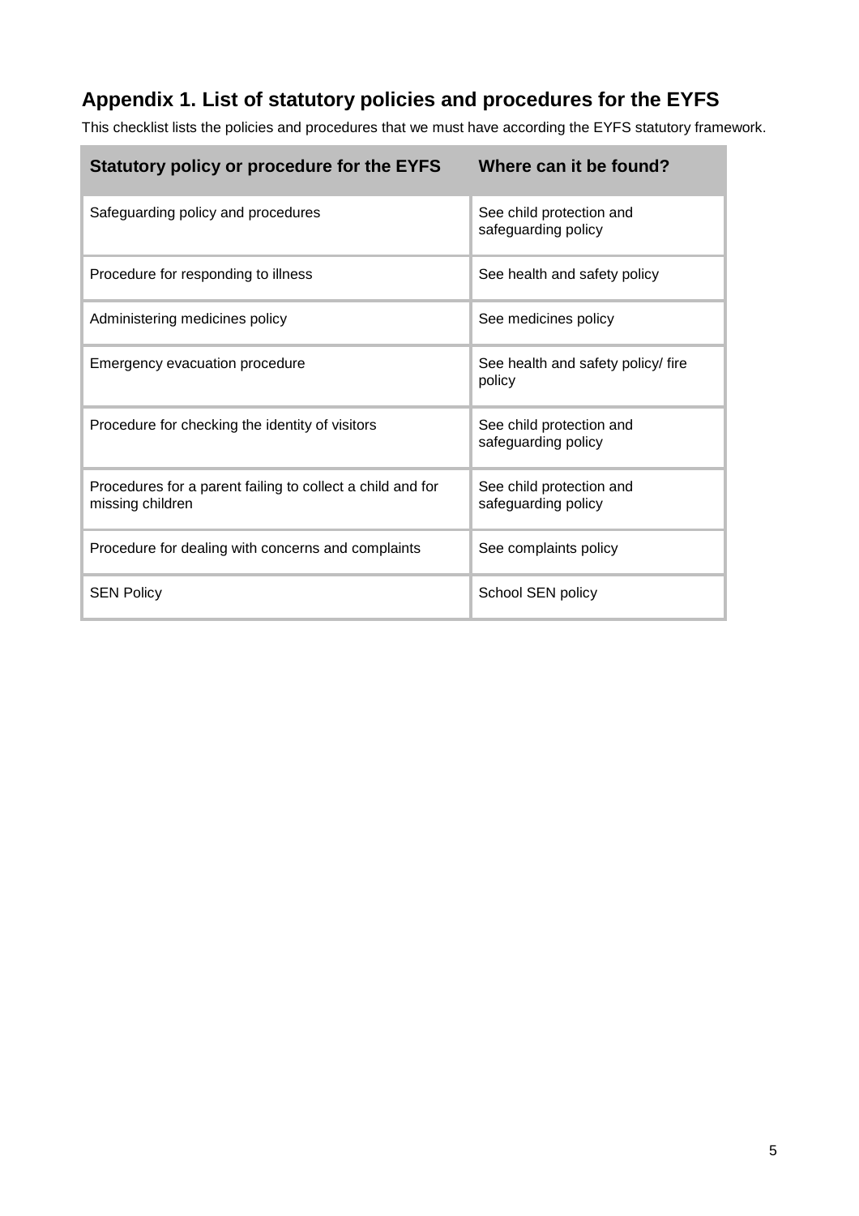## Appendix 1. List of statutory policies and procedures for the EYFS

This checklist lists the policies and procedures that we must have according the EYFS statutory framework.

| Statutory policy or procedure for the EYFS | Where can it be found? |
| --- | --- |
| Safeguarding policy and procedures | See child protection and safeguarding policy |
| Procedure for responding to illness | See health and safety policy |
| Administering medicines policy | See medicines policy |
| Emergency evacuation procedure | See health and safety policy/ fire policy |
| Procedure for checking the identity of visitors | See child protection and safeguarding policy |
| Procedures for a parent failing to collect a child and for missing children | See child protection and safeguarding policy |
| Procedure for dealing with concerns and complaints | See complaints policy |
| SEN Policy | School SEN policy |